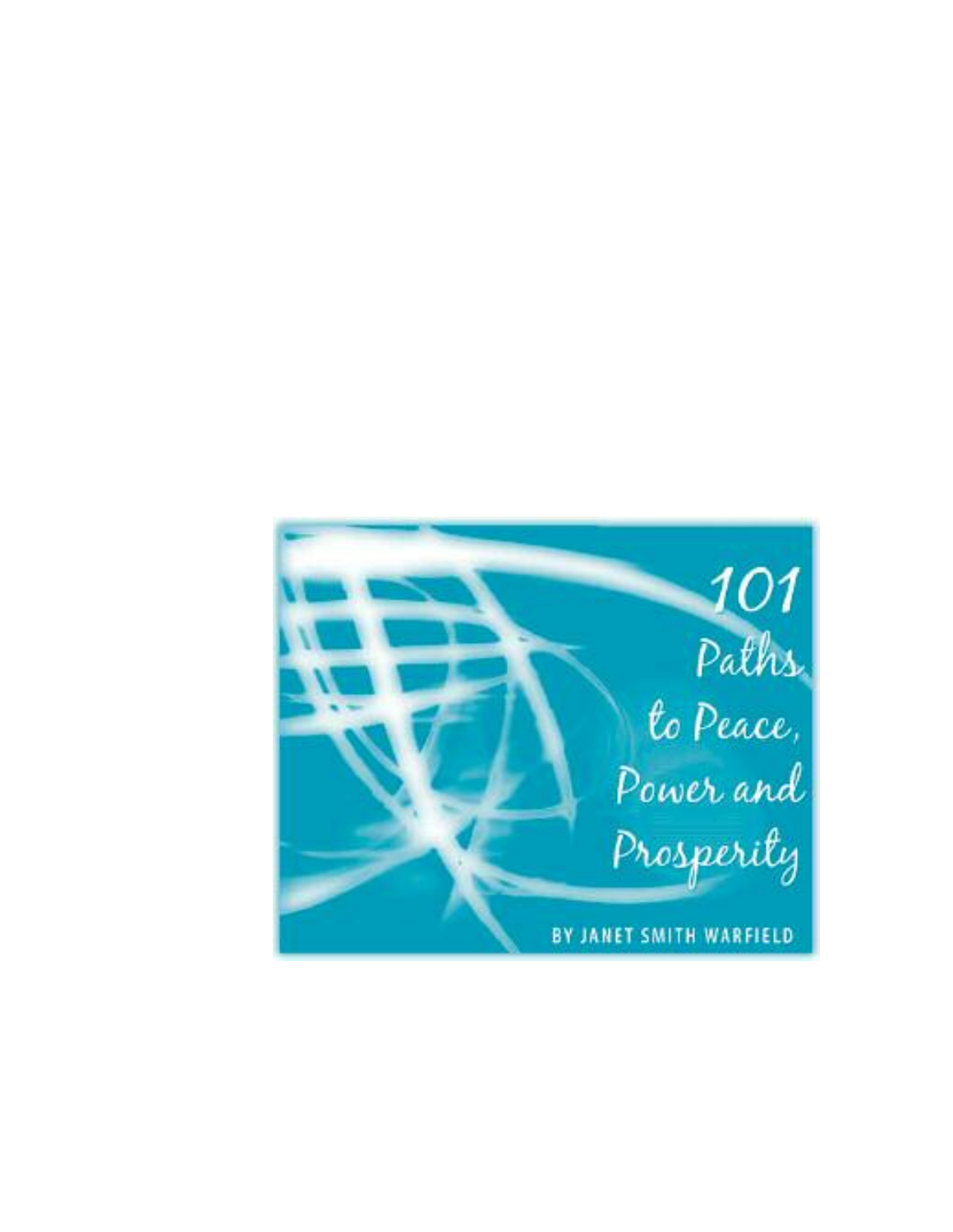# 101 Paths to Peace, Power and Prosperity

BY JANET SMITH WARFIELD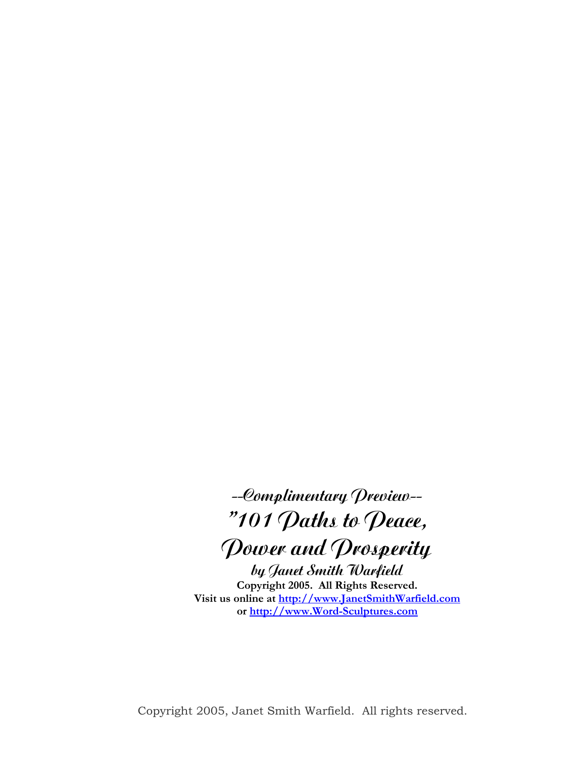--Complimentary Preview--

# "101 Paths to Peace, Power and Prosperity

**by Janet Smith Warfield**

**Copyright 2005. All Rights Reserved.**

**Visit us online at [http://www.JanetSmithWarfield.com](http://www.JanetSmithWarfield.com)**

**or [http://www.Word-Sculptures.com](http://www.Word-Sculptures.com)**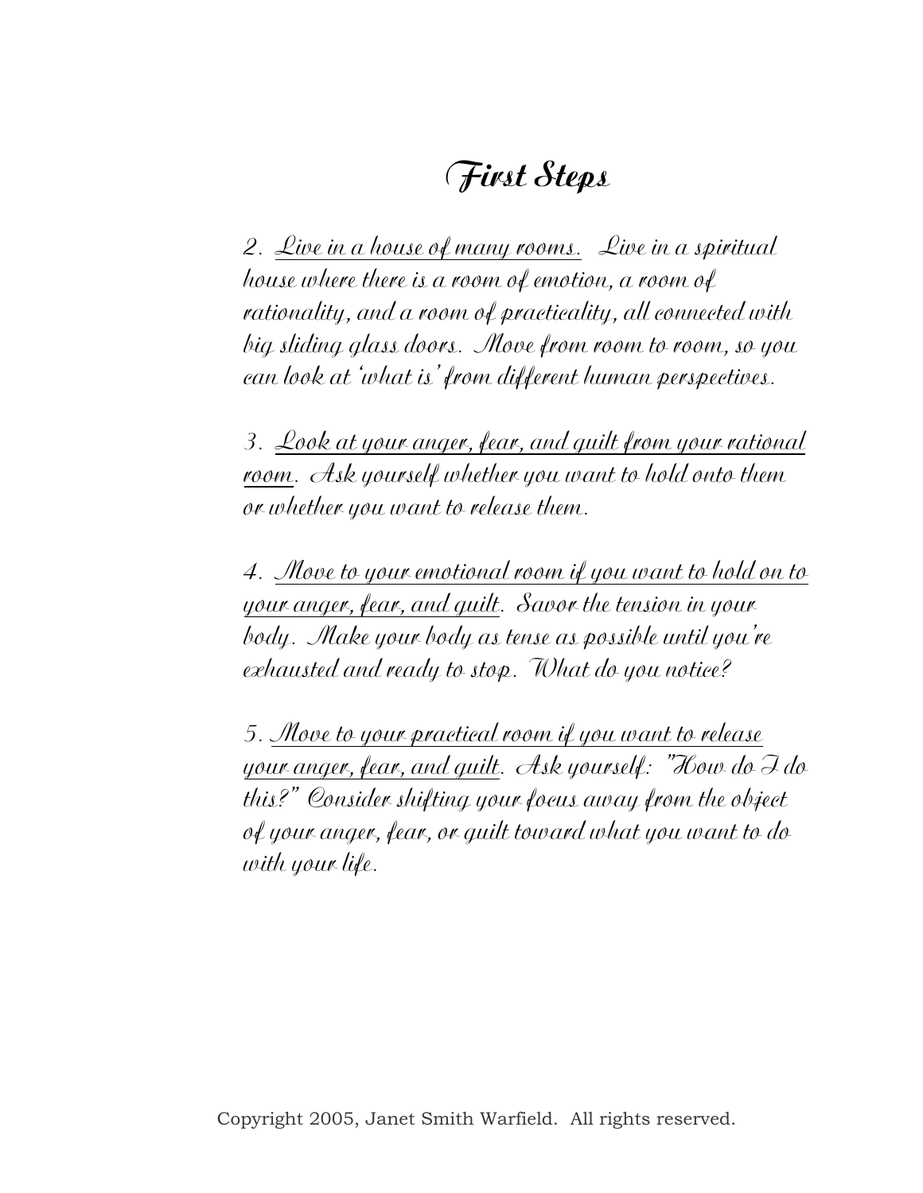# First Steps

2. <u>Live in a house of many rooms.</u> Live in a spiritual house where there is a room of emotion, a room of rationality, and a room of practicality, all connected with big sliding glass doors. Move from room to room, so you can look at 'what is' from different human perspectives.

3. <u>Look at your anger, fear, and guilt from your rational room</u>. Ask yourself whether you want to hold onto them or whether you want to release them.

4. <u>Move to your emotional room if you want to hold on to your anger, fear, and guilt</u>. Savor the tension in your body. Make your body as tense as possible until you're exhausted and ready to stop. What do you notice?

5. <u>Move to your practical room if you want to release your anger, fear, and guilt</u>. Ask yourself: "How do I do this?" Consider shifting your focus away from the object of your anger, fear, or guilt toward what you want to do with your life.

Copyright 2005, Janet Smith Warfield. All rights reserved.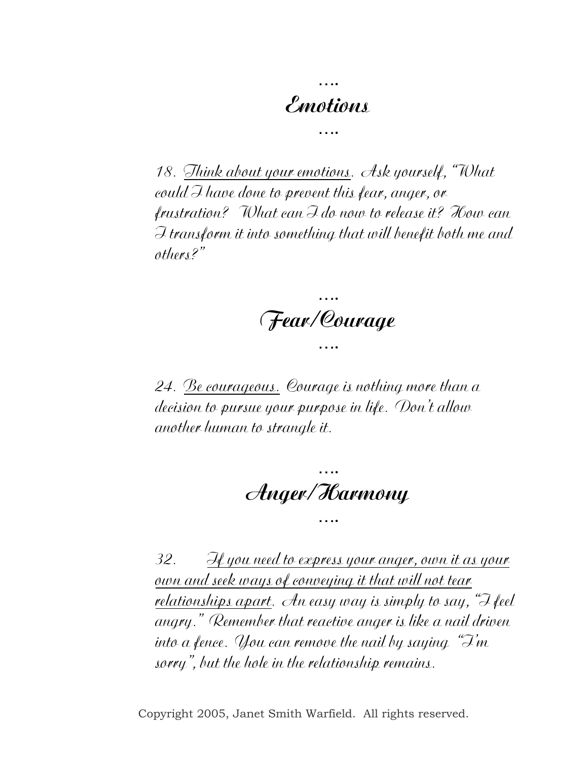….

# Emotions

….

*18. <u>Think about your emotions</u>. Ask yourself, "What could I have done to prevent this fear, anger, or frustration? What can I do now to release it? How can I transform it into something that will benefit both me and others?"*

….

# Fear/Courage

….

*24. <u>Be courageous.</u> Courage is nothing more than a decision to pursue your purpose in life. Don't allow another human to strangle it.*

….

# Anger/Harmony

….

*32. <u>If you need to express your anger, own it as your own and seek ways of conveying it that will not tear relationships apart</u>. An easy way is simply to say, "I feel angry." Remember that reactive anger is like a nail driven into a fence. You can remove the nail by saying "I'm sorry", but the hole in the relationship remains.*

Copyright 2005, Janet Smith Warfield. All rights reserved.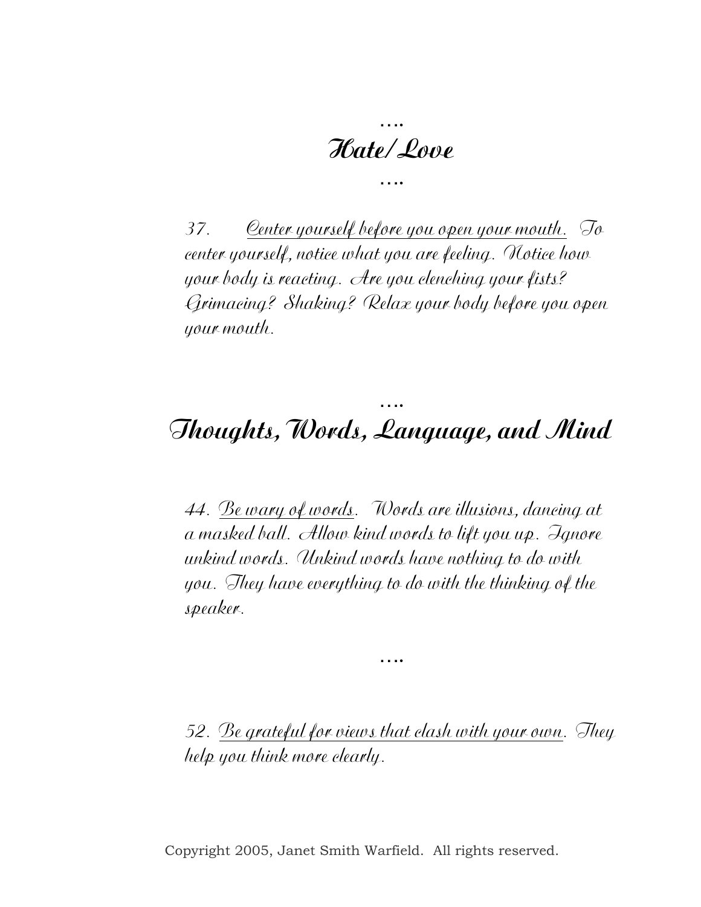….

## Hate/Love

….

37. <u>Center yourself before you open your mouth</u>. To center yourself, notice what you are feeling. Notice how your body is reacting. Are you clenching your fists? Grimacing? Shaking? Relax your body before you open your mouth.

….

## Thoughts, Words, Language, and Mind

44. <u>Be wary of words</u>. Words are illusions, dancing at a masked ball. Allow kind words to lift you up. Ignore unkind words. Unkind words have nothing to do with you. They have everything to do with the thinking of the speaker.

….

52. <u>Be grateful for views that clash with your own</u>. They help you think more clearly.

Copyright 2005, Janet Smith Warfield. All rights reserved.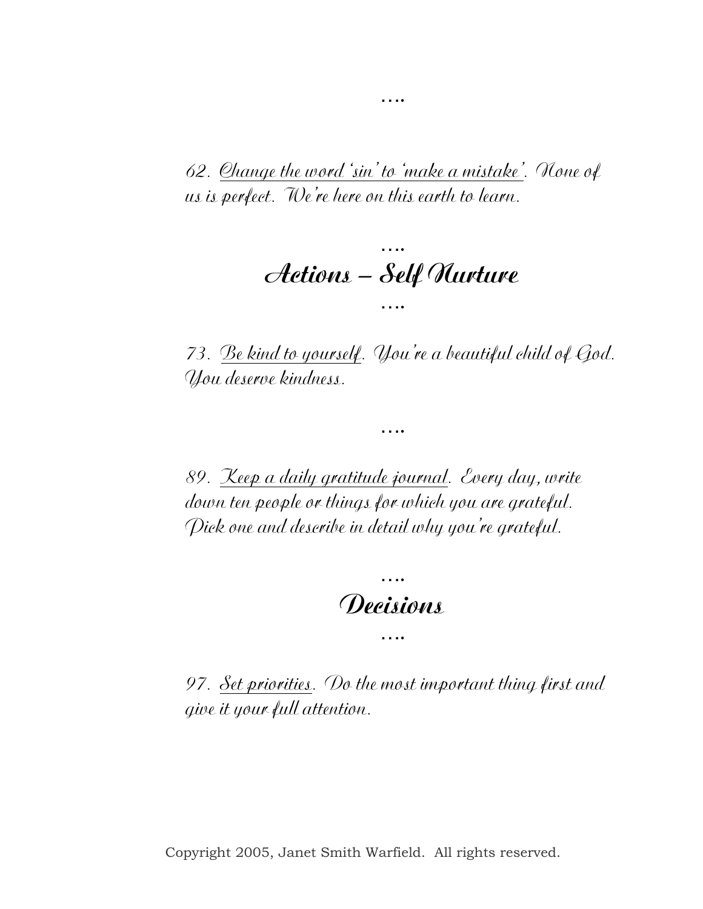….

62. Change the word 'sin' to 'make a mistake'. None of us is perfect. We're here on this earth to learn.

….

## Actions – Self Nurture

….

73. Be kind to yourself. You're a beautiful child of God. You deserve kindness.

….

89. Keep a daily gratitude journal. Every day, write down ten people or things for which you are grateful. Pick one and describe in detail why you're grateful.

….

## Decisions

….

97. Set priorities. Do the most important thing first and give it your full attention.

Copyright 2005, Janet Smith Warfield. All rights reserved.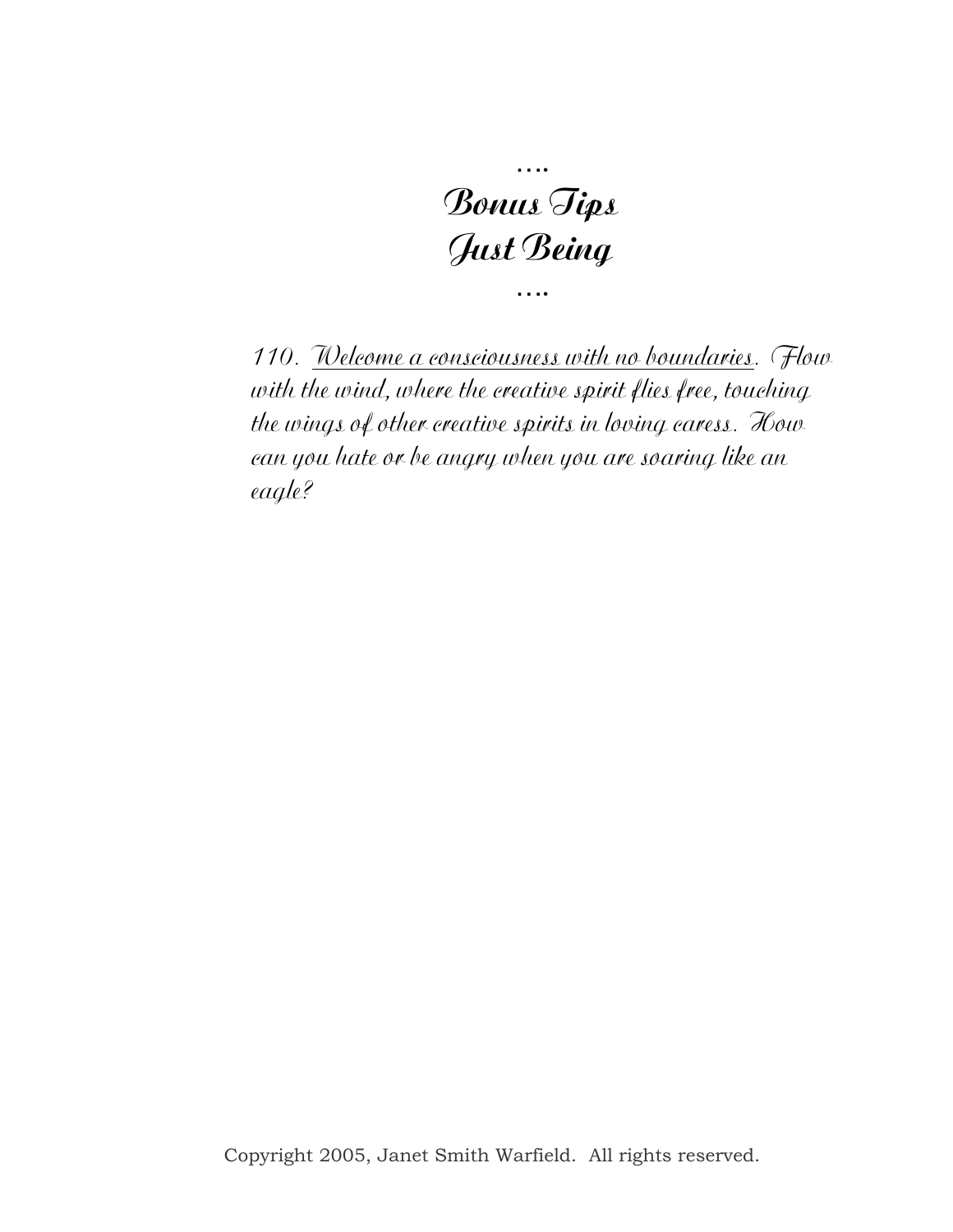….

# Bonus Tips
# Just Being

….

*110. Welcome a consciousness with no boundaries. Flow with the wind, where the creative spirit flies free, touching the wings of other creative spirits in loving caress. How can you hate or be angry when you are soaring like an eagle?*

Copyright 2005, Janet Smith Warfield. All rights reserved.